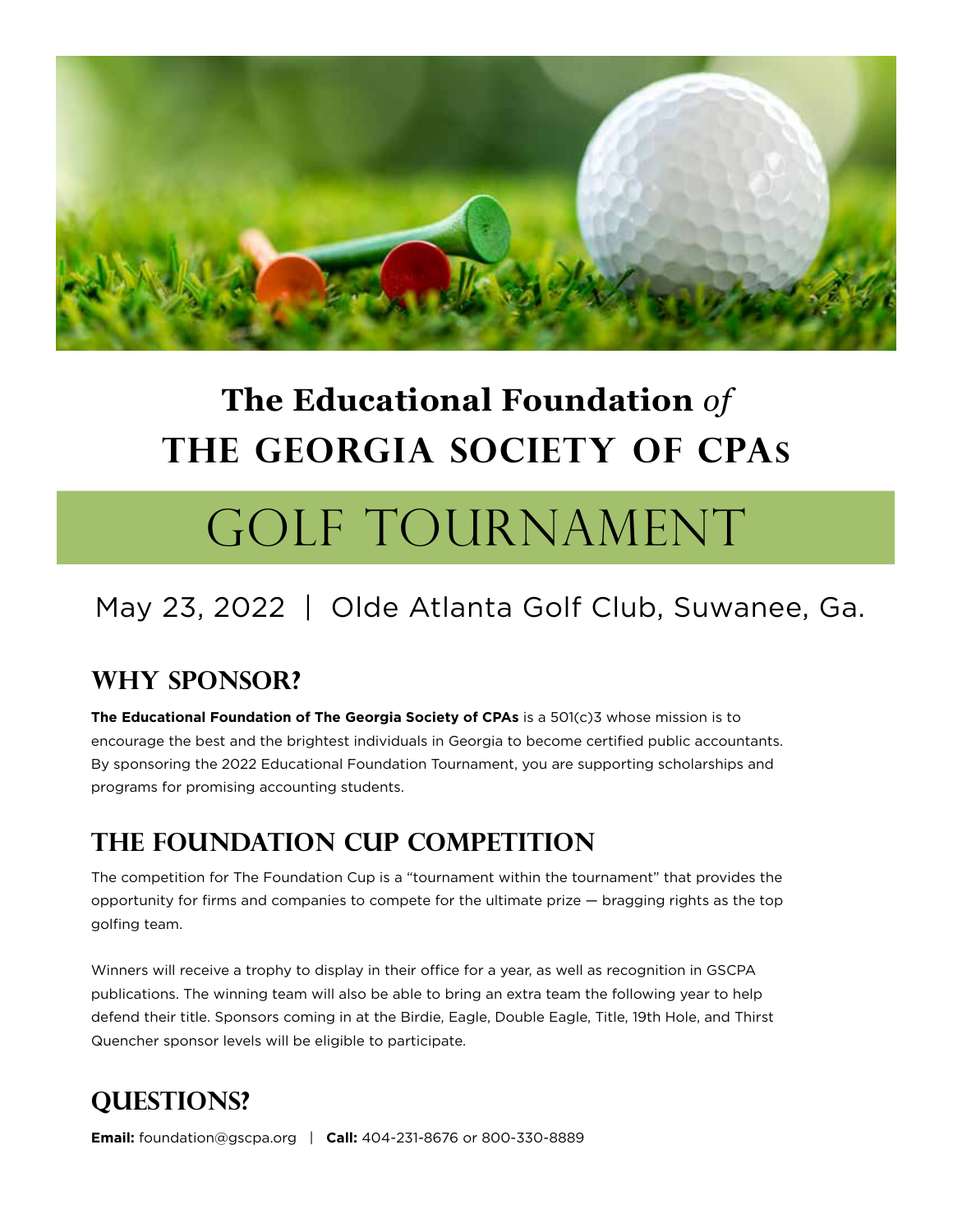# The Educational Foundation *of* THE GEORGIA SOCIETY OF CPAs

# GOLF TOURNAMENT

May 23, 2022 | Olde Atlanta Golf Club, Suwanee, Ga.

## WHY SPONSOR?

**The Educational Foundation of The Georgia Society of CPAs** is a 501(c)3 whose mission is to encourage the best and the brightest individuals in Georgia to become certified public accountants. By sponsoring the 2022 Educational Foundation Tournament, you are supporting scholarships and programs for promising accounting students.

## THE FOUNDATION CUP COMPETITION

The competition for The Foundation Cup is a "tournament within the tournament" that provides the opportunity for firms and companies to compete for the ultimate prize — bragging rights as the top golfing team.

Winners will receive a trophy to display in their office for a year, as well as recognition in GSCPA publications. The winning team will also be able to bring an extra team the following year to help defend their title. Sponsors coming in at the Birdie, Eagle, Double Eagle, Title, 19th Hole, and Thirst Quencher sponsor levels will be eligible to participate.

## QUESTIONS?

**Email:** foundation@gscpa.org | **Call:** 404-231-8676 or 800-330-8889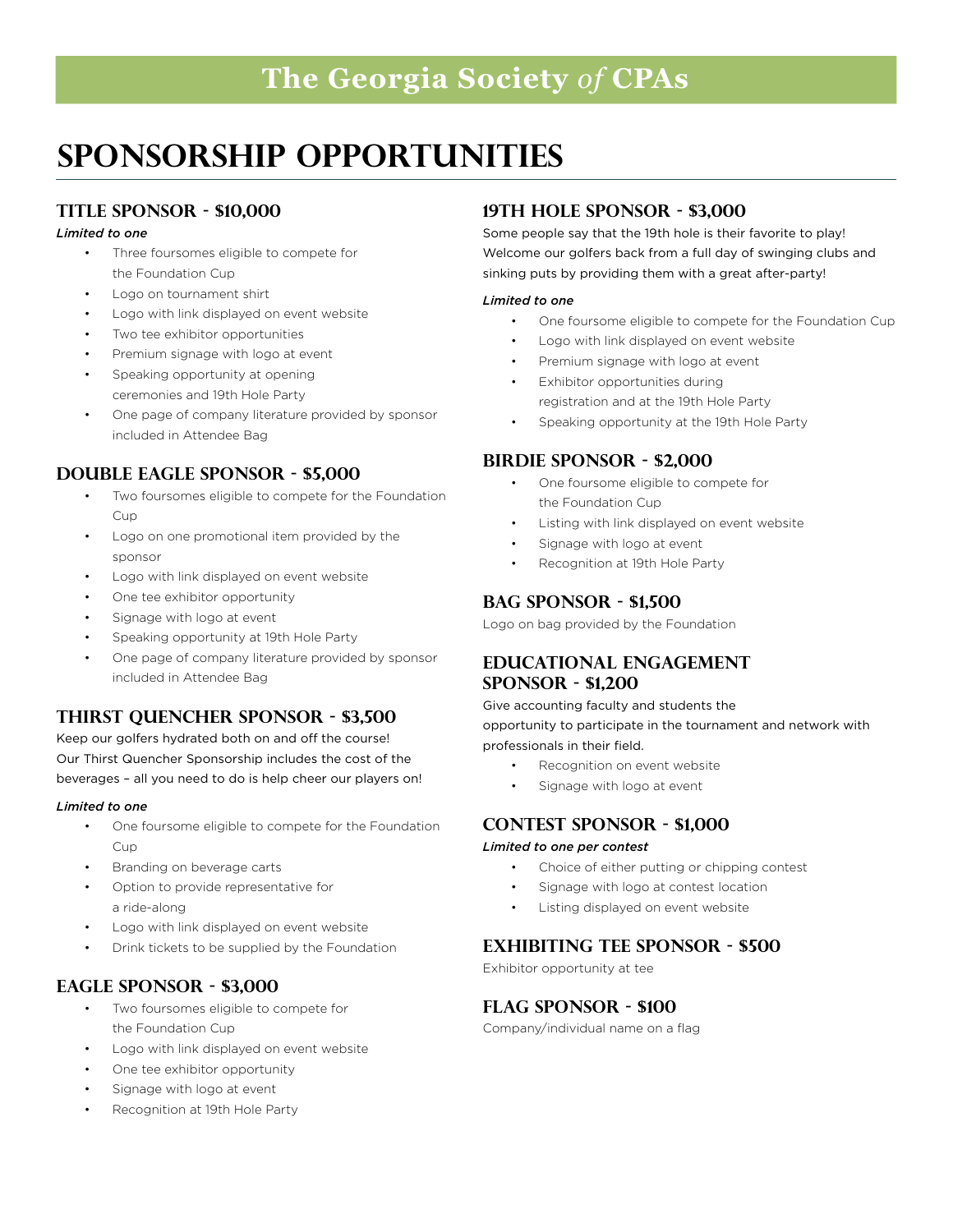# The Georgia Society *of* CPAs

## SPONSORSHIP OPPORTUNITIES

### TITLE SPONSOR - $10,000

***Limited to one***

- Three foursomes eligible to compete for the Foundation Cup
- Logo on tournament shirt
- Logo with link displayed on event website
- Two tee exhibitor opportunities
- Premium signage with logo at event
- Speaking opportunity at opening ceremonies and 19th Hole Party
- One page of company literature provided by sponsor included in Attendee Bag

### DOUBLE EAGLE SPONSOR - $5,000

- Two foursomes eligible to compete for the Foundation Cup
- Logo on one promotional item provided by the sponsor
- Logo with link displayed on event website
- One tee exhibitor opportunity
- Signage with logo at event
- Speaking opportunity at 19th Hole Party
- One page of company literature provided by sponsor included in Attendee Bag

### THIRST QUENCHER SPONSOR - $3,500

Keep our golfers hydrated both on and off the course! Our Thirst Quencher Sponsorship includes the cost of the beverages – all you need to do is help cheer our players on!

***Limited to one***

- One foursome eligible to compete for the Foundation Cup
- Branding on beverage carts
- Option to provide representative for a ride-along
- Logo with link displayed on event website
- Drink tickets to be supplied by the Foundation

### EAGLE SPONSOR - $3,000

- Two foursomes eligible to compete for the Foundation Cup
- Logo with link displayed on event website
- One tee exhibitor opportunity
- Signage with logo at event
- Recognition at 19th Hole Party

### 19TH HOLE SPONSOR - $3,000

Some people say that the 19th hole is their favorite to play! Welcome our golfers back from a full day of swinging clubs and sinking puts by providing them with a great after-party!

***Limited to one***

- One foursome eligible to compete for the Foundation Cup
- Logo with link displayed on event website
- Premium signage with logo at event
- Exhibitor opportunities during registration and at the 19th Hole Party
- Speaking opportunity at the 19th Hole Party

### BIRDIE SPONSOR - $2,000

- One foursome eligible to compete for the Foundation Cup
- Listing with link displayed on event website
- Signage with logo at event
- Recognition at 19th Hole Party

### BAG SPONSOR - $1,500

Logo on bag provided by the Foundation

### EDUCATIONAL ENGAGEMENT SPONSOR - $1,200

Give accounting faculty and students the opportunity to participate in the tournament and network with professionals in their field.

- Recognition on event website
- Signage with logo at event

### CONTEST SPONSOR - $1,000

***Limited to one per contest***

- Choice of either putting or chipping contest
- Signage with logo at contest location
- Listing displayed on event website

### EXHIBITING TEE SPONSOR - $500

Exhibitor opportunity at tee

### FLAG SPONSOR - $100

Company/individual name on a flag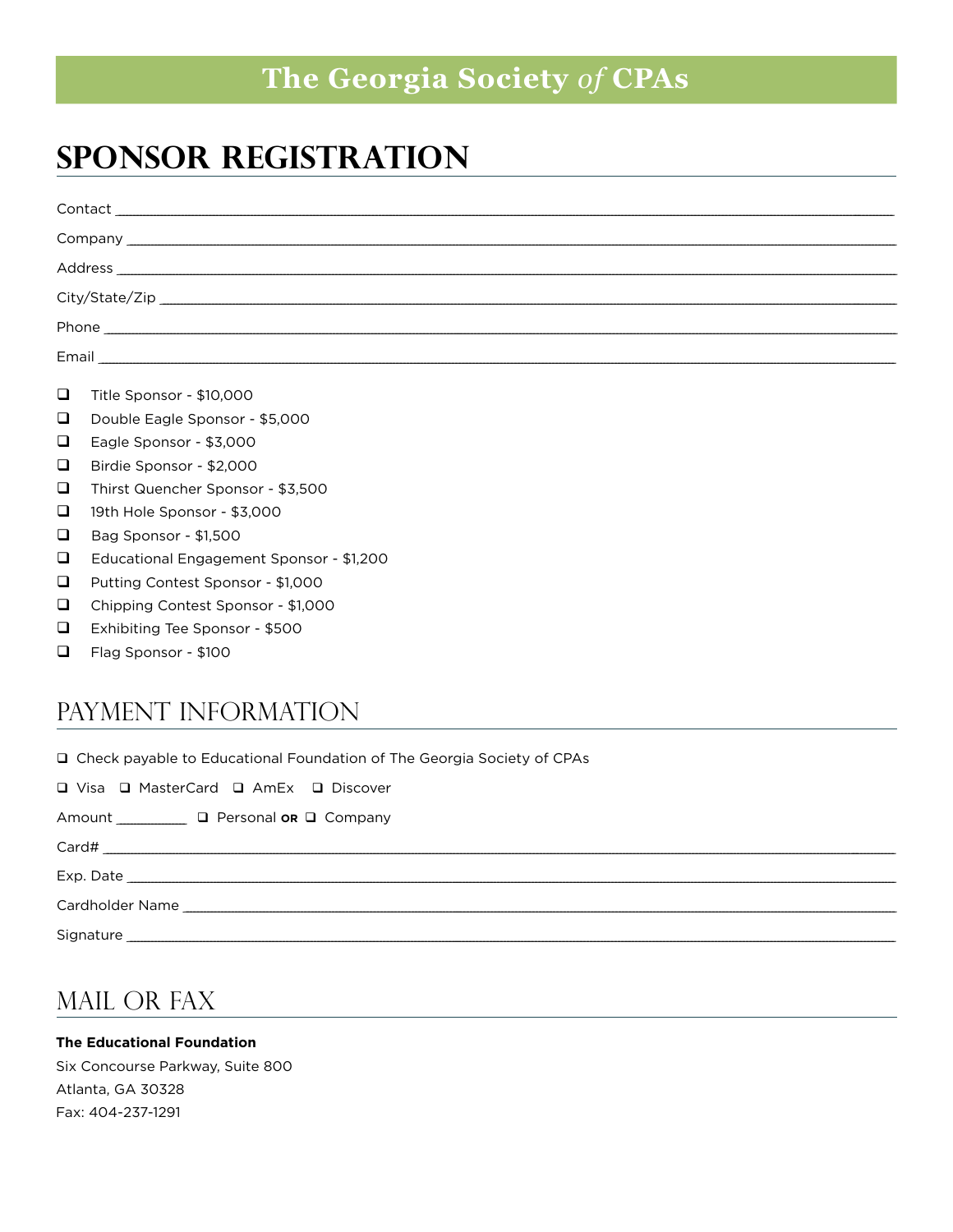# The Georgia Society *of* CPAs

## SPONSOR REGISTRATION

Contact ___________________________________________

Company ___________________________________________

Address ___________________________________________

City/State/Zip ___________________________________________

Phone ___________________________________________

Email ___________________________________________

- ❑ Title Sponsor - $10,000
- ❑ Double Eagle Sponsor - $5,000
- ❑ Eagle Sponsor - $3,000
- ❑ Birdie Sponsor - $2,000
- ❑ Thirst Quencher Sponsor - $3,500
- ❑ 19th Hole Sponsor - $3,000
- ❑ Bag Sponsor - $1,500
- ❑ Educational Engagement Sponsor - $1,200
- ❑ Putting Contest Sponsor - $1,000
- ❑ Chipping Contest Sponsor - $1,000
- ❑ Exhibiting Tee Sponsor - $500
- ❑ Flag Sponsor - $100

## PAYMENT INFORMATION

❑ Check payable to Educational Foundation of The Georgia Society of CPAs

❑ Visa ❑ MasterCard ❑ AmEx ❑ Discover

Amount _________ ❑ Personal **OR** ❑ Company

Card# ___________________________________________

Exp. Date ___________________________________________

Cardholder Name ___________________________________________

Signature ___________________________________________

## MAIL OR FAX

**The Educational Foundation**
Six Concourse Parkway, Suite 800
Atlanta, GA 30328
Fax: 404-237-1291